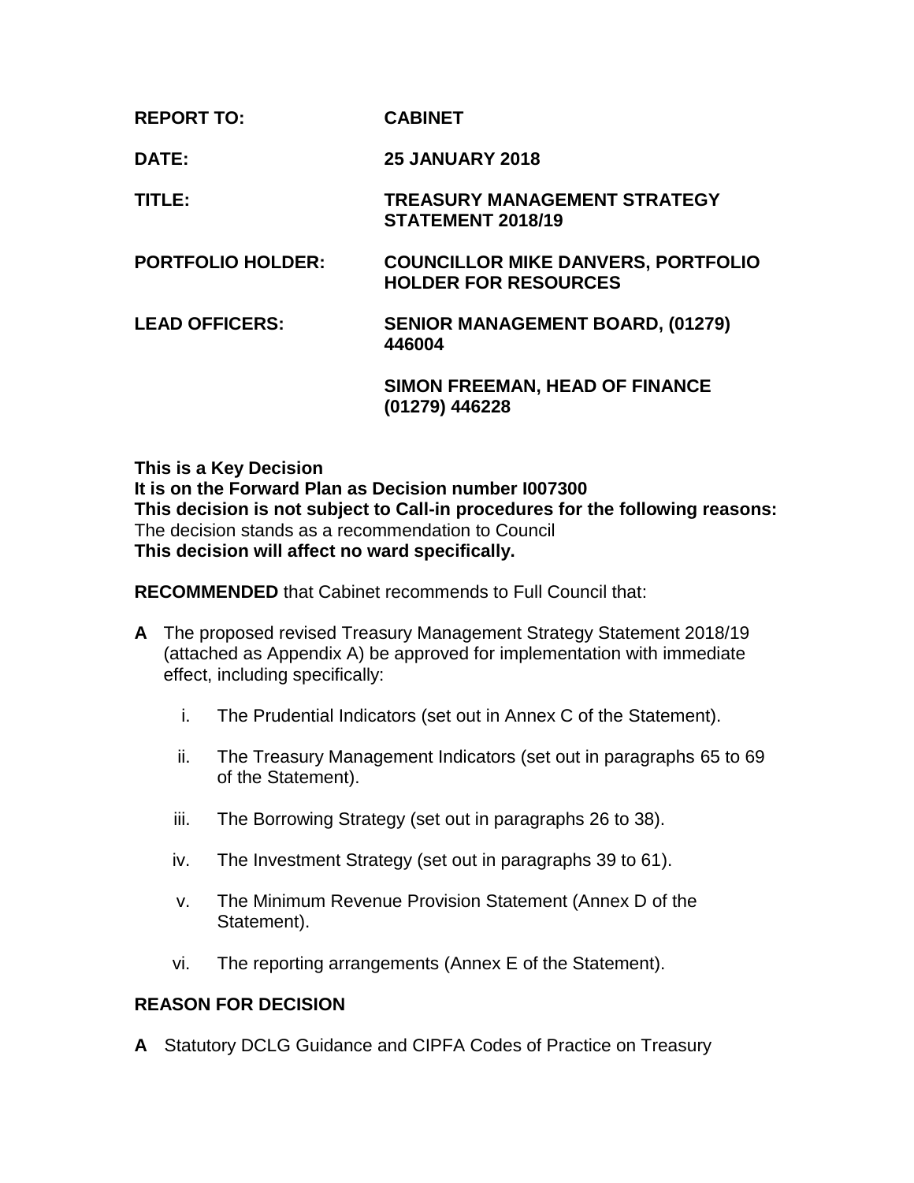| | |
|---|---|
| **REPORT TO:** | **CABINET** |
| **DATE:** | **25 JANUARY 2018** |
| **TITLE:** | **TREASURY MANAGEMENT STRATEGY STATEMENT 2018/19** |
| **PORTFOLIO HOLDER:** | **COUNCILLOR MIKE DANVERS, PORTFOLIO HOLDER FOR RESOURCES** |
| **LEAD OFFICERS:** | **SENIOR MANAGEMENT BOARD, (01279) 446004** |
| | **SIMON FREEMAN, HEAD OF FINANCE (01279) 446228** |

**This is a Key Decision**
**It is on the Forward Plan as Decision number I007300**
**This decision is not subject to Call-in procedures for the following reasons:**
The decision stands as a recommendation to Council
**This decision will affect no ward specifically.**

**RECOMMENDED** that Cabinet recommends to Full Council that:

**A** The proposed revised Treasury Management Strategy Statement 2018/19 (attached as Appendix A) be approved for implementation with immediate effect, including specifically:

i. The Prudential Indicators (set out in Annex C of the Statement).

ii. The Treasury Management Indicators (set out in paragraphs 65 to 69 of the Statement).

iii. The Borrowing Strategy (set out in paragraphs 26 to 38).

iv. The Investment Strategy (set out in paragraphs 39 to 61).

v. The Minimum Revenue Provision Statement (Annex D of the Statement).

vi. The reporting arrangements (Annex E of the Statement).

## REASON FOR DECISION

**A** Statutory DCLG Guidance and CIPFA Codes of Practice on Treasury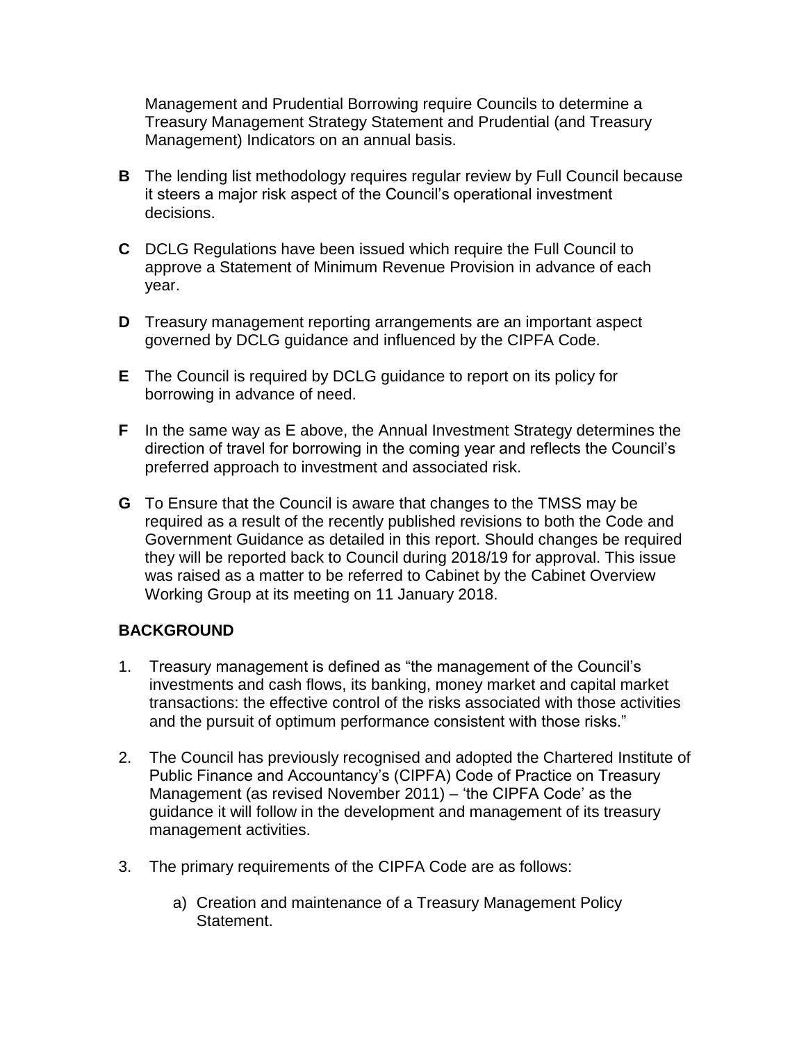Management and Prudential Borrowing require Councils to determine a Treasury Management Strategy Statement and Prudential (and Treasury Management) Indicators on an annual basis.

**B** The lending list methodology requires regular review by Full Council because it steers a major risk aspect of the Council's operational investment decisions.

**C** DCLG Regulations have been issued which require the Full Council to approve a Statement of Minimum Revenue Provision in advance of each year.

**D** Treasury management reporting arrangements are an important aspect governed by DCLG guidance and influenced by the CIPFA Code.

**E** The Council is required by DCLG guidance to report on its policy for borrowing in advance of need.

**F** In the same way as E above, the Annual Investment Strategy determines the direction of travel for borrowing in the coming year and reflects the Council's preferred approach to investment and associated risk.

**G** To Ensure that the Council is aware that changes to the TMSS may be required as a result of the recently published revisions to both the Code and Government Guidance as detailed in this report. Should changes be required they will be reported back to Council during 2018/19 for approval. This issue was raised as a matter to be referred to Cabinet by the Cabinet Overview Working Group at its meeting on 11 January 2018.

## BACKGROUND

1. Treasury management is defined as "the management of the Council's investments and cash flows, its banking, money market and capital market transactions: the effective control of the risks associated with those activities and the pursuit of optimum performance consistent with those risks."

2. The Council has previously recognised and adopted the Chartered Institute of Public Finance and Accountancy's (CIPFA) Code of Practice on Treasury Management (as revised November 2011) – 'the CIPFA Code' as the guidance it will follow in the development and management of its treasury management activities.

3. The primary requirements of the CIPFA Code are as follows:

   a) Creation and maintenance of a Treasury Management Policy Statement.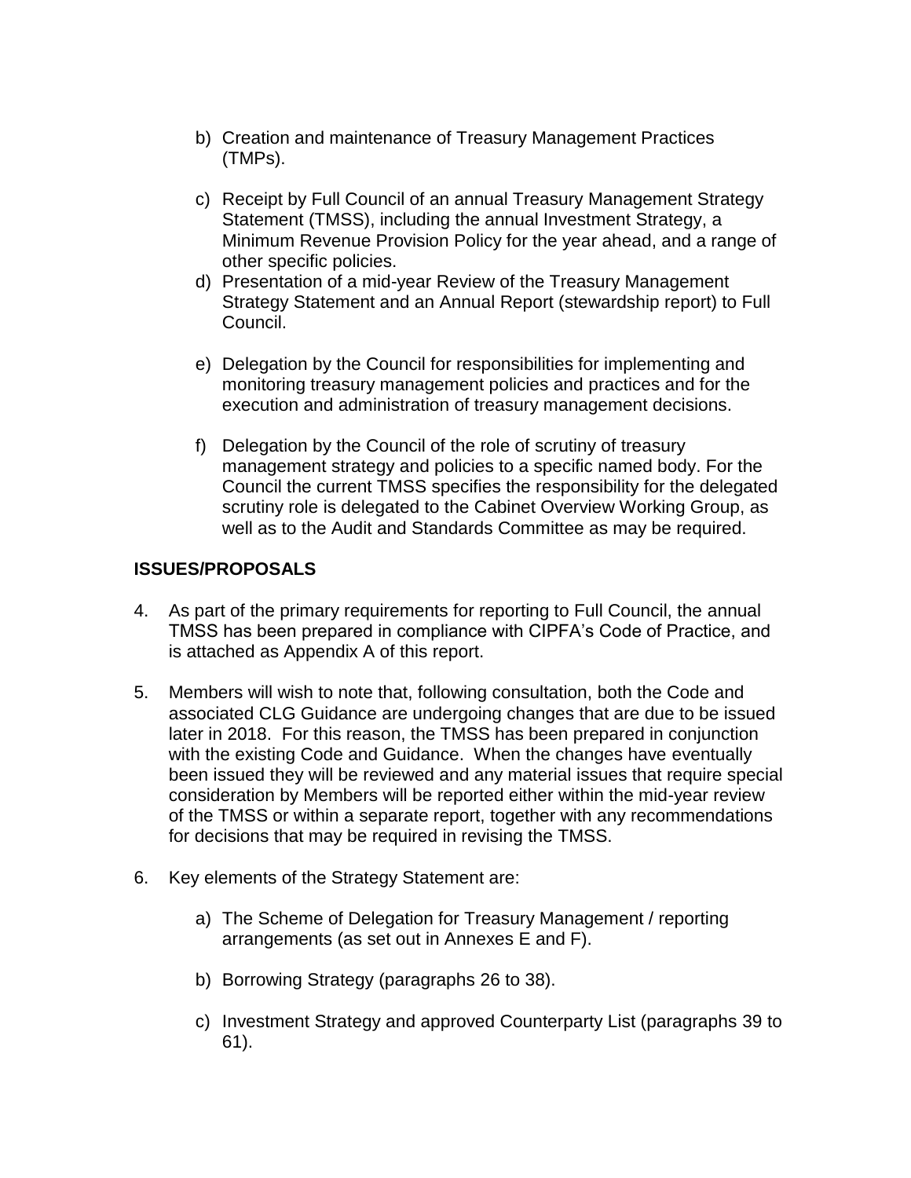b) Creation and maintenance of Treasury Management Practices (TMPs).

c) Receipt by Full Council of an annual Treasury Management Strategy Statement (TMSS), including the annual Investment Strategy, a Minimum Revenue Provision Policy for the year ahead, and a range of other specific policies.

d) Presentation of a mid-year Review of the Treasury Management Strategy Statement and an Annual Report (stewardship report) to Full Council.

e) Delegation by the Council for responsibilities for implementing and monitoring treasury management policies and practices and for the execution and administration of treasury management decisions.

f) Delegation by the Council of the role of scrutiny of treasury management strategy and policies to a specific named body. For the Council the current TMSS specifies the responsibility for the delegated scrutiny role is delegated to the Cabinet Overview Working Group, as well as to the Audit and Standards Committee as may be required.

## ISSUES/PROPOSALS

4. As part of the primary requirements for reporting to Full Council, the annual TMSS has been prepared in compliance with CIPFA's Code of Practice, and is attached as Appendix A of this report.

5. Members will wish to note that, following consultation, both the Code and associated CLG Guidance are undergoing changes that are due to be issued later in 2018. For this reason, the TMSS has been prepared in conjunction with the existing Code and Guidance. When the changes have eventually been issued they will be reviewed and any material issues that require special consideration by Members will be reported either within the mid-year review of the TMSS or within a separate report, together with any recommendations for decisions that may be required in revising the TMSS.

6. Key elements of the Strategy Statement are:

   a) The Scheme of Delegation for Treasury Management / reporting arrangements (as set out in Annexes E and F).

   b) Borrowing Strategy (paragraphs 26 to 38).

   c) Investment Strategy and approved Counterparty List (paragraphs 39 to 61).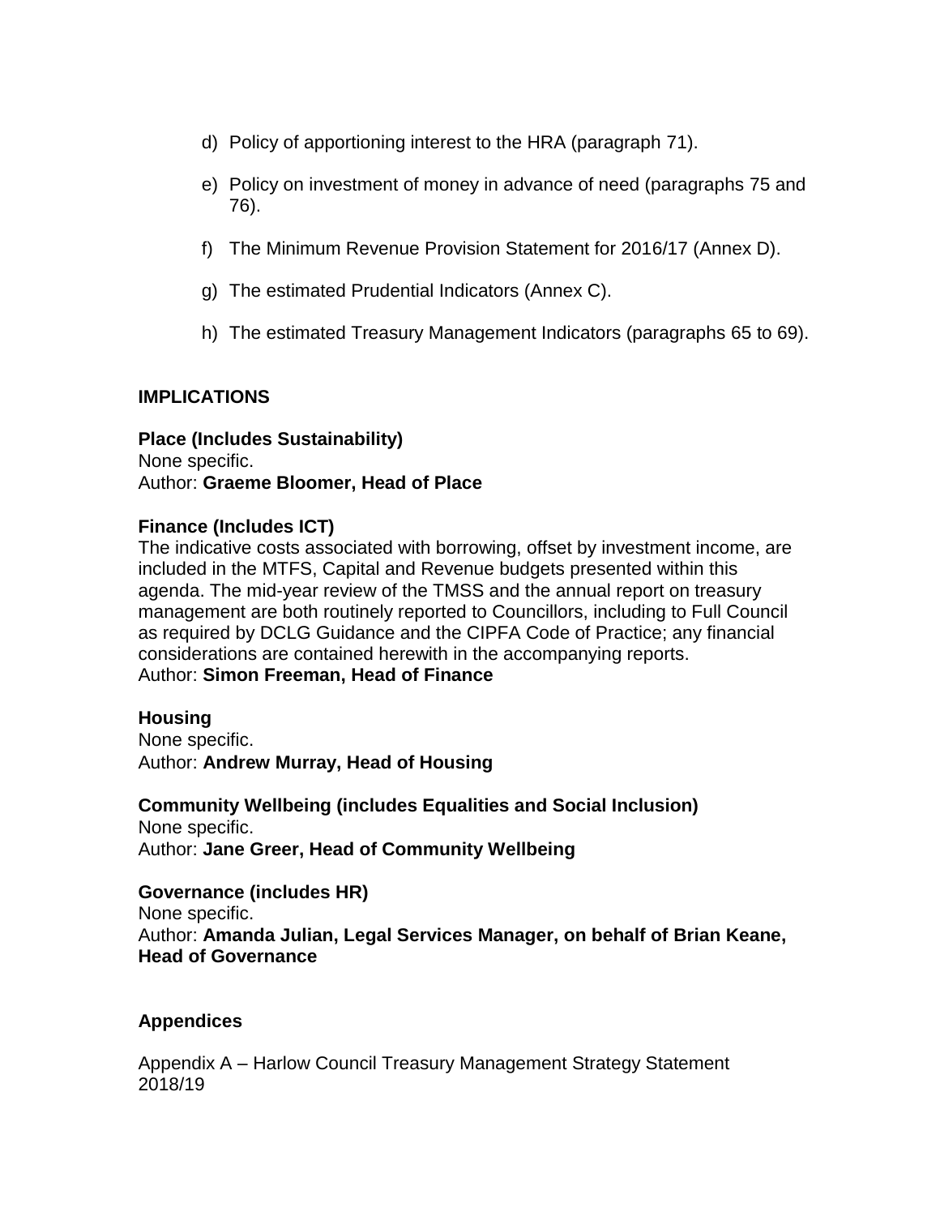d) Policy of apportioning interest to the HRA (paragraph 71).

e) Policy on investment of money in advance of need (paragraphs 75 and 76).

f) The Minimum Revenue Provision Statement for 2016/17 (Annex D).

g) The estimated Prudential Indicators (Annex C).

h) The estimated Treasury Management Indicators (paragraphs 65 to 69).

## IMPLICATIONS

**Place (Includes Sustainability)**
None specific.
Author: **Graeme Bloomer, Head of Place**

**Finance (Includes ICT)**
The indicative costs associated with borrowing, offset by investment income, are included in the MTFS, Capital and Revenue budgets presented within this agenda. The mid-year review of the TMSS and the annual report on treasury management are both routinely reported to Councillors, including to Full Council as required by DCLG Guidance and the CIPFA Code of Practice; any financial considerations are contained herewith in the accompanying reports.
Author: **Simon Freeman, Head of Finance**

**Housing**
None specific.
Author: **Andrew Murray, Head of Housing**

**Community Wellbeing (includes Equalities and Social Inclusion)**
None specific.
Author: **Jane Greer, Head of Community Wellbeing**

**Governance (includes HR)**
None specific.
Author: **Amanda Julian, Legal Services Manager, on behalf of Brian Keane, Head of Governance**

## Appendices

Appendix A – Harlow Council Treasury Management Strategy Statement 2018/19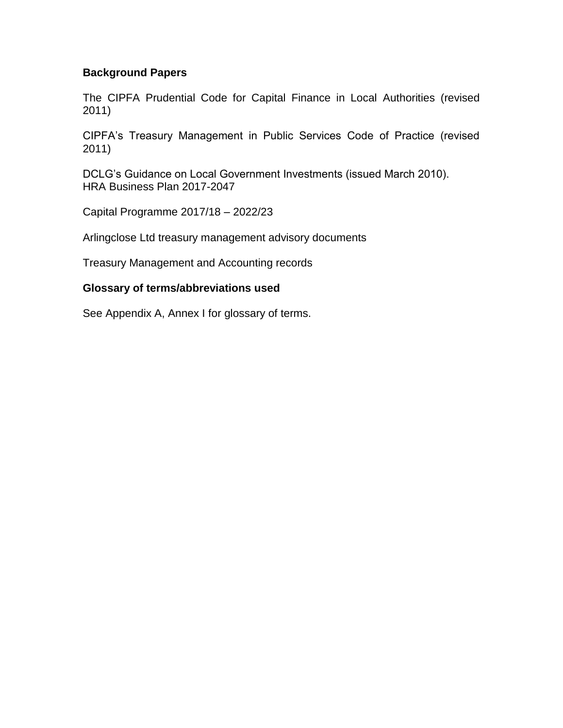**Background Papers**

The CIPFA Prudential Code for Capital Finance in Local Authorities (revised 2011)

CIPFA's Treasury Management in Public Services Code of Practice (revised 2011)

DCLG's Guidance on Local Government Investments (issued March 2010).
HRA Business Plan 2017-2047

Capital Programme 2017/18 – 2022/23

Arlingclose Ltd treasury management advisory documents

Treasury Management and Accounting records

**Glossary of terms/abbreviations used**

See Appendix A, Annex I for glossary of terms.